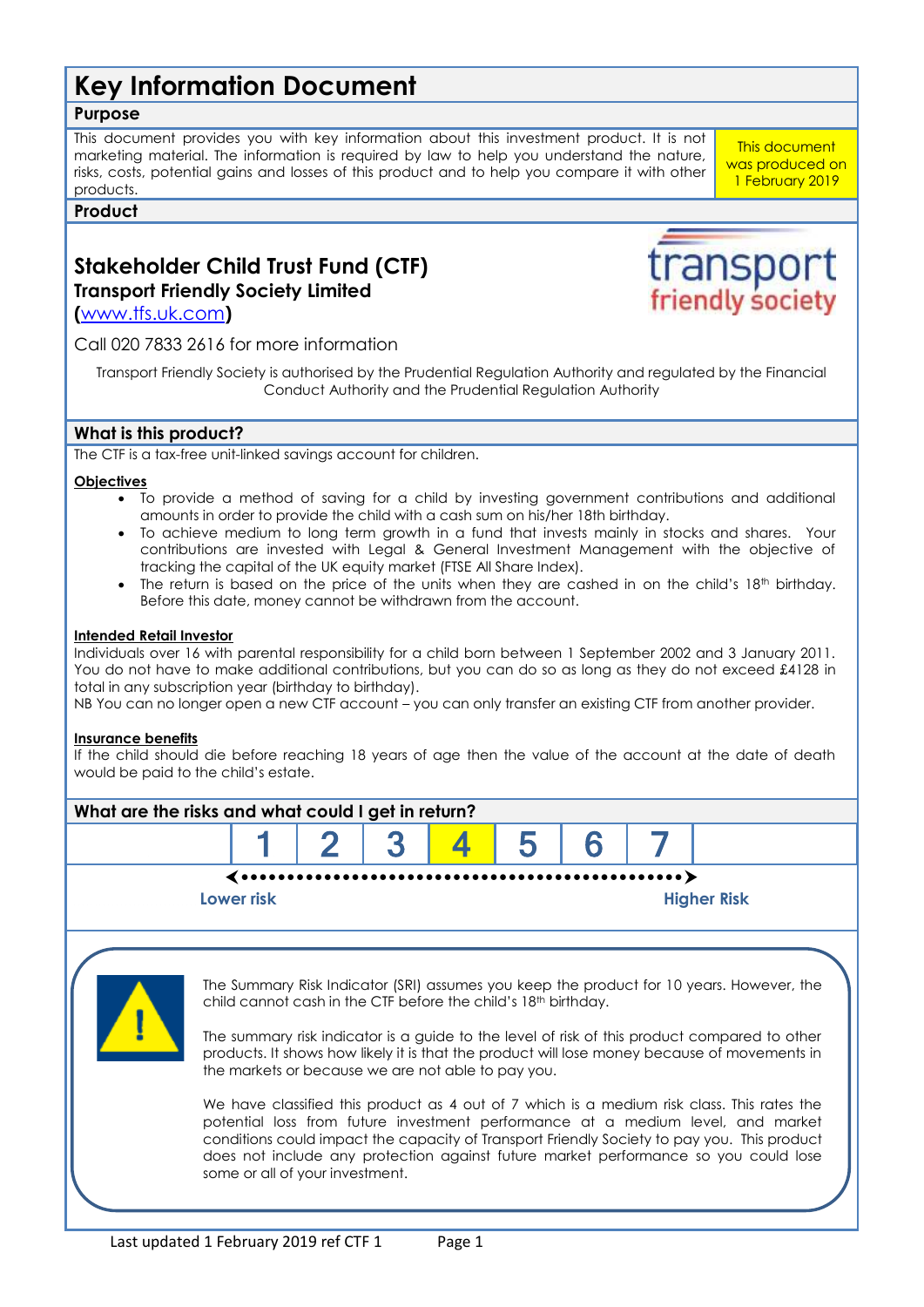# Key Information Document

## Purpose

This document provides you with key information about this investment product. It is not marketing material. The information is required by law to help you understand the nature, risks, costs, potential gains and losses of this product and to help you compare it with other products.

This document was produced on 1 February 2019

## Product

### Stakeholder Child Trust Fund (CTF)

**Transport Friendly Society Limited**

**(**[www.tfs.uk.com](http://www.tfs.uk.com)**)**

transport friendly society

Call 020 7833 2616 for more information

Transport Friendly Society is authorised by the Prudential Regulation Authority and regulated by the Financial Conduct Authority and the Prudential Regulation Authority

## What is this product?

The CTF is a tax-free unit-linked savings account for children.

**Objectives**

- To provide a method of saving for a child by investing government contributions and additional amounts in order to provide the child with a cash sum on his/her 18th birthday.
- To achieve medium to long term growth in a fund that invests mainly in stocks and shares. Your contributions are invested with Legal & General Investment Management with the objective of tracking the capital of the UK equity market (FTSE All Share Index).
- The return is based on the price of the units when they are cashed in on the child's 18th birthday. Before this date, money cannot be withdrawn from the account.

**Intended Retail Investor**

Individuals over 16 with parental responsibility for a child born between 1 September 2002 and 3 January 2011. You do not have to make additional contributions, but you can do so as long as they do not exceed £4128 in total in any subscription year (birthday to birthday).

NB You can no longer open a new CTF account – you can only transfer an existing CTF from another provider.

**Insurance benefits**

If the child should die before reaching 18 years of age then the value of the account at the date of death would be paid to the child's estate.

## What are the risks and what could I get in return?

| 1 | 2 | 3 | **4** | 5 | 6 | 7 |
|---|---|---|---|---|---|---|

Lower risk ◄ ··· ► Higher Risk

The Summary Risk Indicator (SRI) assumes you keep the product for 10 years. However, the child cannot cash in the CTF before the child's 18th birthday.

The summary risk indicator is a guide to the level of risk of this product compared to other products. It shows how likely it is that the product will lose money because of movements in the markets or because we are not able to pay you.

We have classified this product as 4 out of 7 which is a medium risk class. This rates the potential loss from future investment performance at a medium level, and market conditions could impact the capacity of Transport Friendly Society to pay you. This product does not include any protection against future market performance so you could lose some or all of your investment.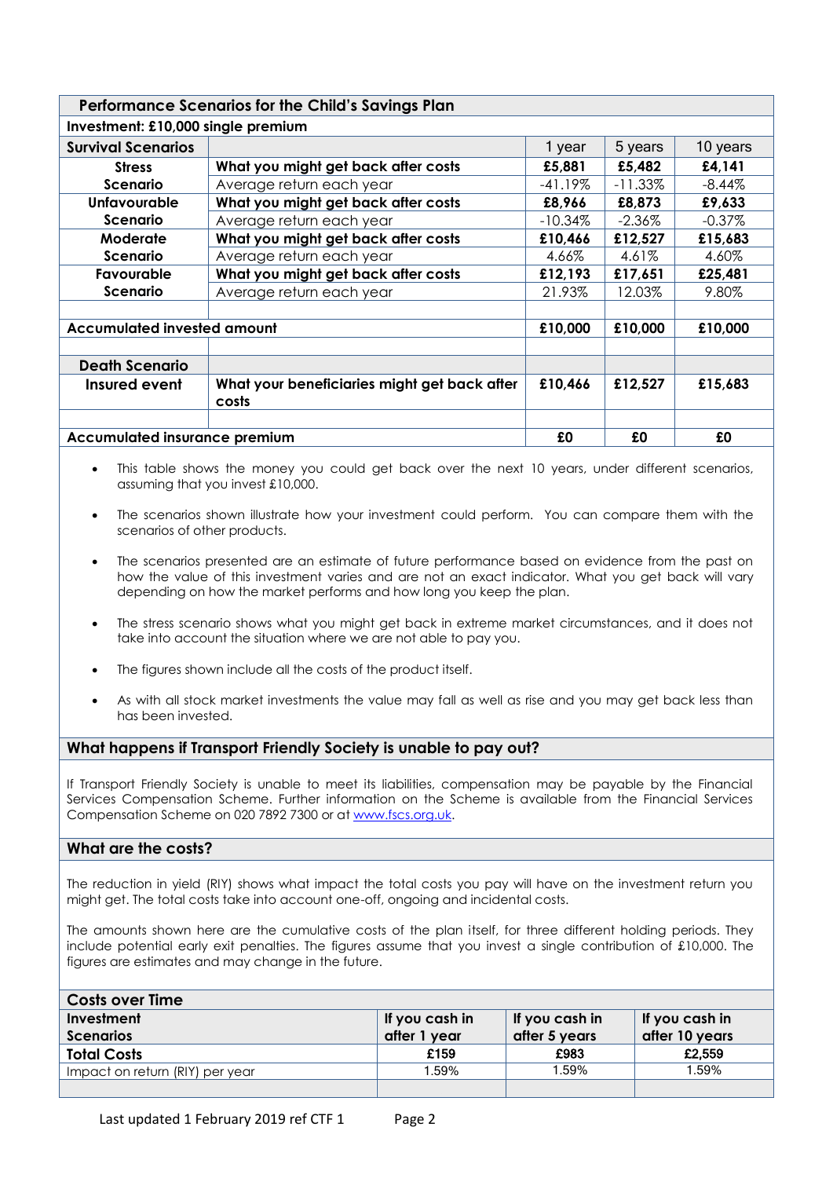| Performance Scenarios for the Child's Savings Plan | | | | |
|---|---|---|---|---|
| **Investment: £10,000 single premium** | | | | |
| **Survival Scenarios** | | 1 year | 5 years | 10 years |
| **Stress Scenario** | **What you might get back after costs** | **£5,881** | **£5,482** | **£4,141** |
| | Average return each year | -41.19% | -11.33% | -8.44% |
| **Unfavourable Scenario** | **What you might get back after costs** | **£8,966** | **£8,873** | **£9,633** |
| | Average return each year | -10.34% | -2.36% | -0.37% |
| **Moderate Scenario** | **What you might get back after costs** | **£10,466** | **£12,527** | **£15,683** |
| | Average return each year | 4.66% | 4.61% | 4.60% |
| **Favourable Scenario** | **What you might get back after costs** | **£12,193** | **£17,651** | **£25,481** |
| | Average return each year | 21.93% | 12.03% | 9.80% |
| | | | | |
| **Accumulated invested amount** | | **£10,000** | **£10,000** | **£10,000** |
| | | | | |
| **Death Scenario** | | | | |
| **Insured event** | **What your beneficiaries might get back after costs** | **£10,466** | **£12,527** | **£15,683** |
| | | | | |
| **Accumulated insurance premium** | | **£0** | **£0** | **£0** |

- This table shows the money you could get back over the next 10 years, under different scenarios, assuming that you invest £10,000.
- The scenarios shown illustrate how your investment could perform. You can compare them with the scenarios of other products.
- The scenarios presented are an estimate of future performance based on evidence from the past on how the value of this investment varies and are not an exact indicator. What you get back will vary depending on how the market performs and how long you keep the plan.
- The stress scenario shows what you might get back in extreme market circumstances, and it does not take into account the situation where we are not able to pay you.
- The figures shown include all the costs of the product itself.
- As with all stock market investments the value may fall as well as rise and you may get back less than has been invested.

## What happens if Transport Friendly Society is unable to pay out?

If Transport Friendly Society is unable to meet its liabilities, compensation may be payable by the Financial Services Compensation Scheme. Further information on the Scheme is available from the Financial Services Compensation Scheme on 020 7892 7300 or at www.fscs.org.uk.

## What are the costs?

The reduction in yield (RIY) shows what impact the total costs you pay will have on the investment return you might get. The total costs take into account one-off, ongoing and incidental costs.

The amounts shown here are the cumulative costs of the plan itself, for three different holding periods. They include potential early exit penalties. The figures assume that you invest a single contribution of £10,000. The figures are estimates and may change in the future.

| Costs over Time | | | |
|---|---|---|---|
| **Investment Scenarios** | **If you cash in after 1 year** | **If you cash in after 5 years** | **If you cash in after 10 years** |
| **Total Costs** | **£159** | **£983** | **£2,559** |
| Impact on return (RIY) per year | 1.59% | 1.59% | 1.59% |
| | | | |

Last updated 1 February 2019 ref CTF 1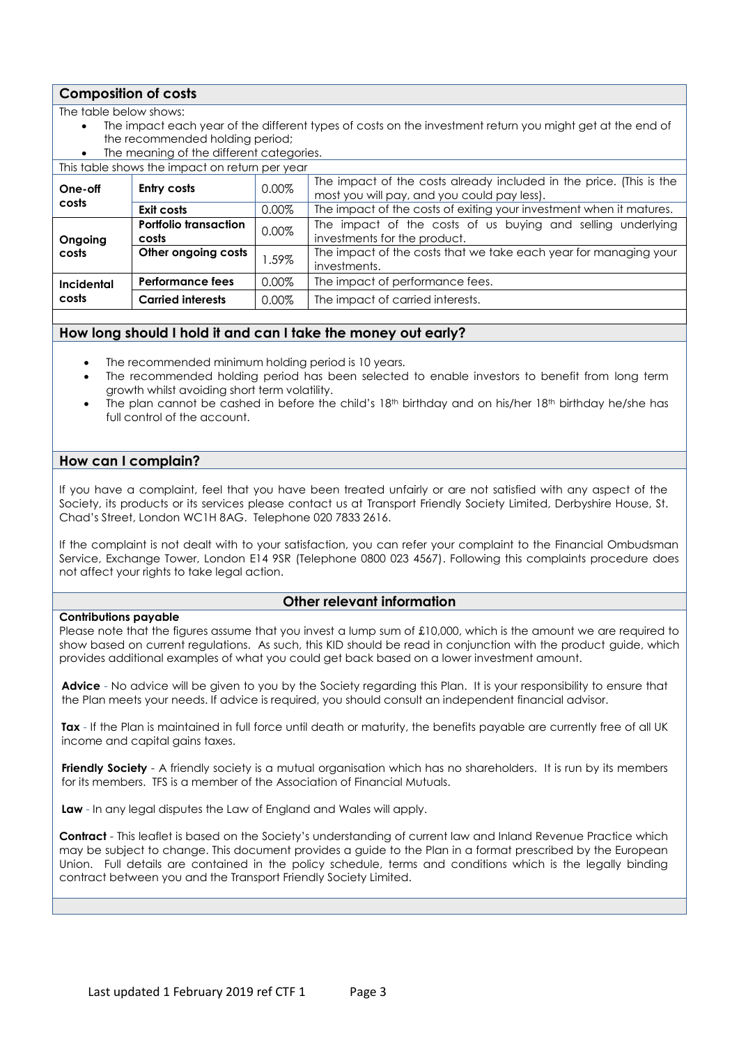## Composition of costs

The table below shows:

- The impact each year of the different types of costs on the investment return you might get at the end of the recommended holding period;
- The meaning of the different categories.

This table shows the impact on return per year

| | | | |
|---|---|---|---|
| **One-off costs** | **Entry costs** | 0.00% | The impact of the costs already included in the price. (This is the most you will pay, and you could pay less). |
| | **Exit costs** | 0.00% | The impact of the costs of exiting your investment when it matures. |
| **Ongoing costs** | **Portfolio transaction costs** | 0.00% | The impact of the costs of us buying and selling underlying investments for the product. |
| | **Other ongoing costs** | 1.59% | The impact of the costs that we take each year for managing your investments. |
| **Incidental costs** | **Performance fees** | 0.00% | The impact of performance fees. |
| | **Carried interests** | 0.00% | The impact of carried interests. |

## How long should I hold it and can I take the money out early?

- The recommended minimum holding period is 10 years.
- The recommended holding period has been selected to enable investors to benefit from long term growth whilst avoiding short term volatility.
- The plan cannot be cashed in before the child's 18th birthday and on his/her 18th birthday he/she has full control of the account.

## How can I complain?

If you have a complaint, feel that you have been treated unfairly or are not satisfied with any aspect of the Society, its products or its services please contact us at Transport Friendly Society Limited, Derbyshire House, St. Chad's Street, London WC1H 8AG. Telephone 020 7833 2616.

If the complaint is not dealt with to your satisfaction, you can refer your complaint to the Financial Ombudsman Service, Exchange Tower, London E14 9SR (Telephone 0800 023 4567). Following this complaints procedure does not affect your rights to take legal action.

## Other relevant information

**Contributions payable**
Please note that the figures assume that you invest a lump sum of £10,000, which is the amount we are required to show based on current regulations. As such, this KID should be read in conjunction with the product guide, which provides additional examples of what you could get back based on a lower investment amount.

**Advice** - No advice will be given to you by the Society regarding this Plan. It is your responsibility to ensure that the Plan meets your needs. If advice is required, you should consult an independent financial advisor.

**Tax** - If the Plan is maintained in full force until death or maturity, the benefits payable are currently free of all UK income and capital gains taxes.

**Friendly Society** - A friendly society is a mutual organisation which has no shareholders. It is run by its members for its members. TFS is a member of the Association of Financial Mutuals.

**Law** - In any legal disputes the Law of England and Wales will apply.

**Contract** - This leaflet is based on the Society's understanding of current law and Inland Revenue Practice which may be subject to change. This document provides a guide to the Plan in a format prescribed by the European Union. Full details are contained in the policy schedule, terms and conditions which is the legally binding contract between you and the Transport Friendly Society Limited.

Last updated 1 February 2019 ref CTF 1